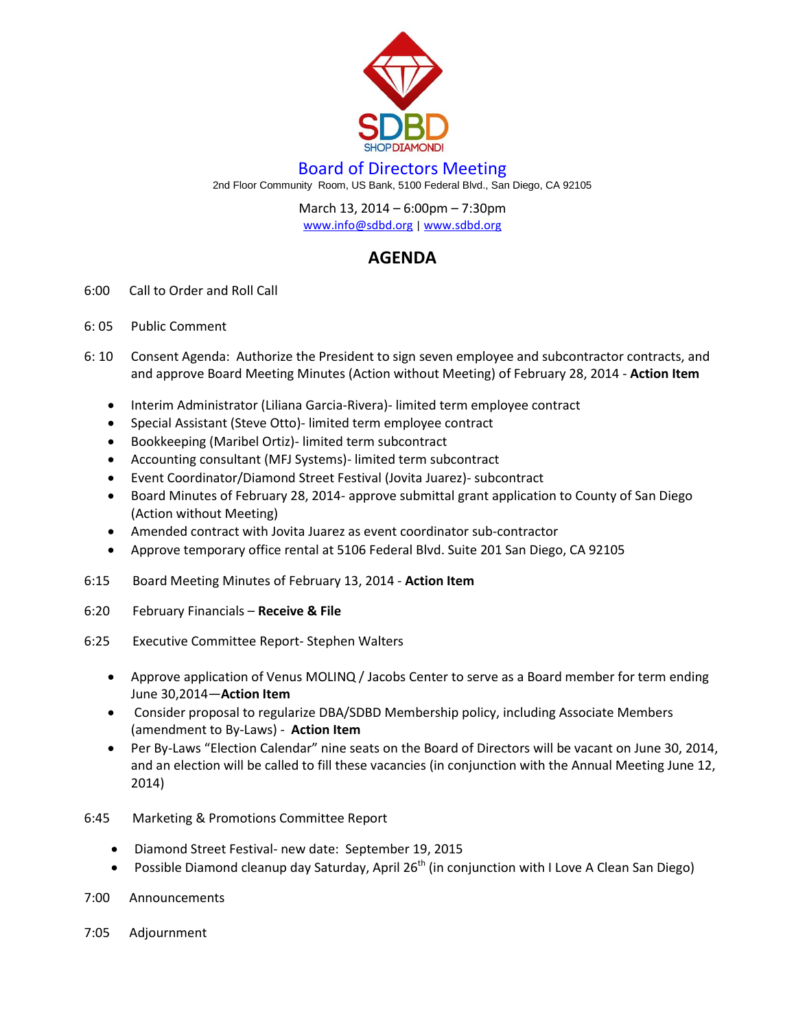SDBD

SHOPDIAMOND!

# Board of Directors Meeting

2nd Floor Community Room, US Bank, 5100 Federal Blvd., San Diego, CA 92105

March 13, 2014 – 6:00pm – 7:30pm

www.info@sdbd.org | www.sdbd.org

## AGENDA

6:00 Call to Order and Roll Call

6: 05 Public Comment

6: 10 Consent Agenda: Authorize the President to sign seven employee and subcontractor contracts, and and approve Board Meeting Minutes (Action without Meeting) of February 28, 2014 - **Action Item**

- Interim Administrator (Liliana Garcia-Rivera)- limited term employee contract
- Special Assistant (Steve Otto)- limited term employee contract
- Bookkeeping (Maribel Ortiz)- limited term subcontract
- Accounting consultant (MFJ Systems)- limited term subcontract
- Event Coordinator/Diamond Street Festival (Jovita Juarez)- subcontract
- Board Minutes of February 28, 2014- approve submittal grant application to County of San Diego (Action without Meeting)
- Amended contract with Jovita Juarez as event coordinator sub-contractor
- Approve temporary office rental at 5106 Federal Blvd. Suite 201 San Diego, CA 92105

6:15 Board Meeting Minutes of February 13, 2014 - **Action Item**

6:20 February Financials – **Receive & File**

6:25 Executive Committee Report- Stephen Walters

- Approve application of Venus MOLINQ / Jacobs Center to serve as a Board member for term ending June 30,2014—**Action Item**
- Consider proposal to regularize DBA/SDBD Membership policy, including Associate Members (amendment to By-Laws) - **Action Item**
- Per By-Laws "Election Calendar" nine seats on the Board of Directors will be vacant on June 30, 2014, and an election will be called to fill these vacancies (in conjunction with the Annual Meeting June 12, 2014)

6:45 Marketing & Promotions Committee Report

- Diamond Street Festival- new date: September 19, 2015
- Possible Diamond cleanup day Saturday, April 26th (in conjunction with I Love A Clean San Diego)

7:00 Announcements

7:05 Adjournment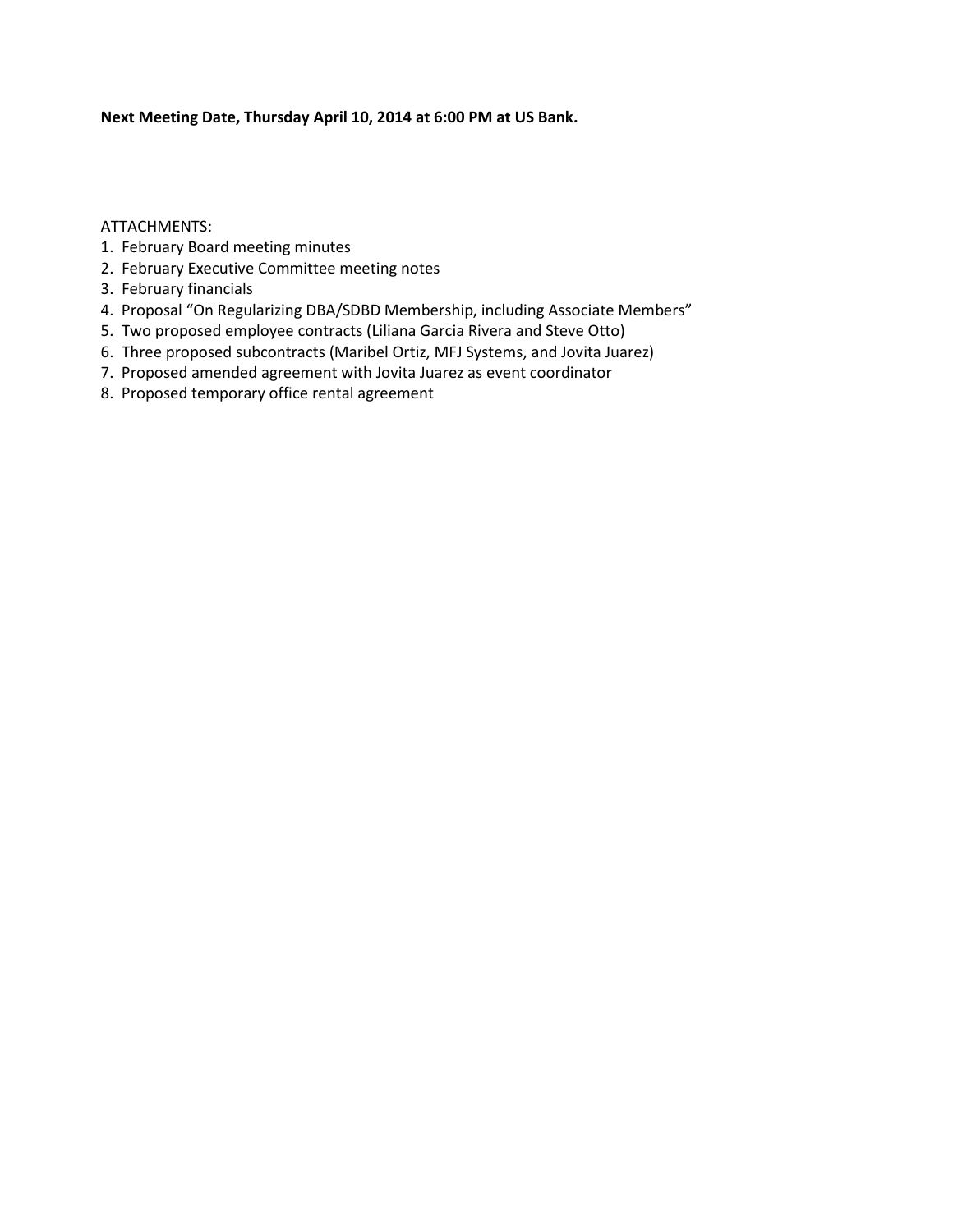**Next Meeting Date, Thursday April 10, 2014 at 6:00 PM at US Bank.**

ATTACHMENTS:

1. February Board meeting minutes
2. February Executive Committee meeting notes
3. February financials
4. Proposal "On Regularizing DBA/SDBD Membership, including Associate Members"
5. Two proposed employee contracts (Liliana Garcia Rivera and Steve Otto)
6. Three proposed subcontracts (Maribel Ortiz, MFJ Systems, and Jovita Juarez)
7. Proposed amended agreement with Jovita Juarez as event coordinator
8. Proposed temporary office rental agreement